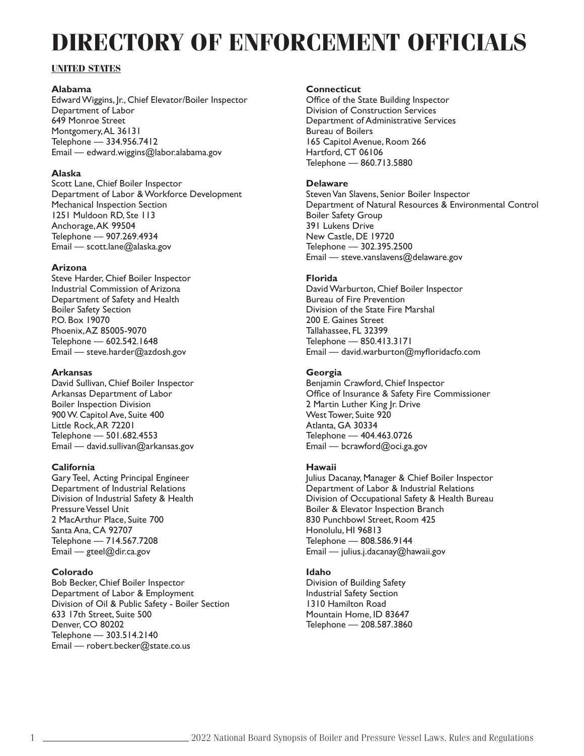# DIRECTORY OF ENFORCEMENT OFFICIALS

## UNITED STATES

**Alabama**
Edward Wiggins, Jr., Chief Elevator/Boiler Inspector
Department of Labor
649 Monroe Street
Montgomery, AL 36131
Telephone — 334.956.7412
Email — edward.wiggins@labor.alabama.gov

**Alaska**
Scott Lane, Chief Boiler Inspector
Department of Labor & Workforce Development
Mechanical Inspection Section
1251 Muldoon RD, Ste 113
Anchorage, AK 99504
Telephone — 907.269.4934
Email — scott.lane@alaska.gov

**Arizona**
Steve Harder, Chief Boiler Inspector
Industrial Commission of Arizona
Department of Safety and Health
Boiler Safety Section
P.O. Box 19070
Phoenix, AZ 85005-9070
Telephone — 602.542.1648
Email — steve.harder@azdosh.gov

**Arkansas**
David Sullivan, Chief Boiler Inspector
Arkansas Department of Labor
Boiler Inspection Division
900 W. Capitol Ave, Suite 400
Little Rock, AR 72201
Telephone — 501.682.4553
Email — david.sullivan@arkansas.gov

**California**
Gary Teel, Acting Principal Engineer
Department of Industrial Relations
Division of Industrial Safety & Health
Pressure Vessel Unit
2 MacArthur Place, Suite 700
Santa Ana, CA 92707
Telephone — 714.567.7208
Email — gteel@dir.ca.gov

**Colorado**
Bob Becker, Chief Boiler Inspector
Department of Labor & Employment
Division of Oil & Public Safety - Boiler Section
633 17th Street, Suite 500
Denver, CO 80202
Telephone — 303.514.2140
Email — robert.becker@state.co.us

**Connecticut**
Office of the State Building Inspector
Division of Construction Services
Department of Administrative Services
Bureau of Boilers
165 Capitol Avenue, Room 266
Hartford, CT 06106
Telephone — 860.713.5880

**Delaware**
Steven Van Slavens, Senior Boiler Inspector
Department of Natural Resources & Environmental Control
Boiler Safety Group
391 Lukens Drive
New Castle, DE 19720
Telephone — 302.395.2500
Email — steve.vanslavens@delaware.gov

**Florida**
David Warburton, Chief Boiler Inspector
Bureau of Fire Prevention
Division of the State Fire Marshal
200 E. Gaines Street
Tallahassee, FL 32399
Telephone — 850.413.3171
Email — david.warburton@myfloridacfo.com

**Georgia**
Benjamin Crawford, Chief Inspector
Office of Insurance & Safety Fire Commissioner
2 Martin Luther King Jr. Drive
West Tower, Suite 920
Atlanta, GA 30334
Telephone — 404.463.0726
Email — bcrawford@oci.ga.gov

**Hawaii**
Julius Dacanay, Manager & Chief Boiler Inspector
Department of Labor & Industrial Relations
Division of Occupational Safety & Health Bureau
Boiler & Elevator Inspection Branch
830 Punchbowl Street, Room 425
Honolulu, HI 96813
Telephone — 808.586.9144
Email — julius.j.dacanay@hawaii.gov

**Idaho**
Division of Building Safety
Industrial Safety Section
1310 Hamilton Road
Mountain Home, ID 83647
Telephone — 208.587.3860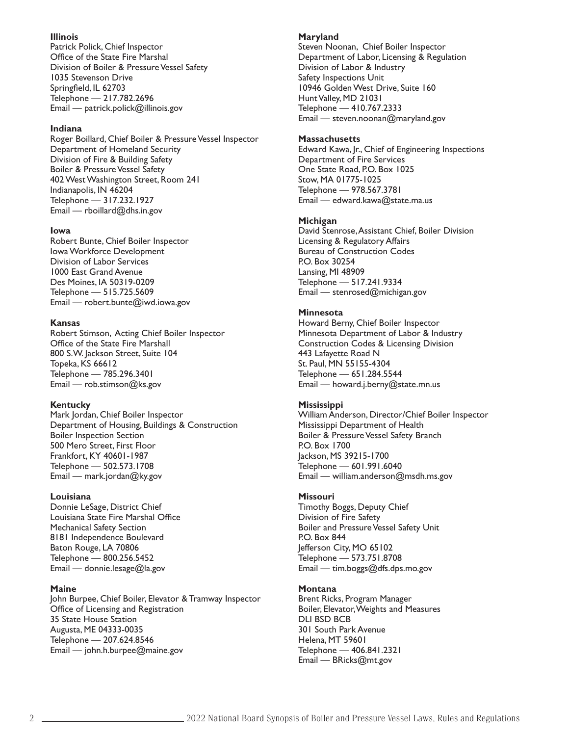**Illinois**
Patrick Polick, Chief Inspector
Office of the State Fire Marshal
Division of Boiler & Pressure Vessel Safety
1035 Stevenson Drive
Springfield, IL 62703
Telephone — 217.782.2696
Email — patrick.polick@illinois.gov

**Indiana**
Roger Boillard, Chief Boiler & Pressure Vessel Inspector
Department of Homeland Security
Division of Fire & Building Safety
Boiler & Pressure Vessel Safety
402 West Washington Street, Room 241
Indianapolis, IN 46204
Telephone — 317.232.1927
Email — rboillard@dhs.in.gov

**Iowa**
Robert Bunte, Chief Boiler Inspector
Iowa Workforce Development
Division of Labor Services
1000 East Grand Avenue
Des Moines, IA 50319-0209
Telephone — 515.725.5609
Email — robert.bunte@iwd.iowa.gov

**Kansas**
Robert Stimson, Acting Chief Boiler Inspector
Office of the State Fire Marshall
800 S.W. Jackson Street, Suite 104
Topeka, KS 66612
Telephone — 785.296.3401
Email — rob.stimson@ks.gov

**Kentucky**
Mark Jordan, Chief Boiler Inspector
Department of Housing, Buildings & Construction
Boiler Inspection Section
500 Mero Street, First Floor
Frankfort, KY 40601-1987
Telephone — 502.573.1708
Email — mark.jordan@ky.gov

**Louisiana**
Donnie LeSage, District Chief
Louisiana State Fire Marshal Office
Mechanical Safety Section
8181 Independence Boulevard
Baton Rouge, LA 70806
Telephone — 800.256.5452
Email — donnie.lesage@la.gov

**Maine**
John Burpee, Chief Boiler, Elevator & Tramway Inspector
Office of Licensing and Registration
35 State House Station
Augusta, ME 04333-0035
Telephone — 207.624.8546
Email — john.h.burpee@maine.gov

**Maryland**
Steven Noonan, Chief Boiler Inspector
Department of Labor, Licensing & Regulation
Division of Labor & Industry
Safety Inspections Unit
10946 Golden West Drive, Suite 160
Hunt Valley, MD 21031
Telephone — 410.767.2333
Email — steven.noonan@maryland.gov

**Massachusetts**
Edward Kawa, Jr., Chief of Engineering Inspections
Department of Fire Services
One State Road, P.O. Box 1025
Stow, MA 01775-1025
Telephone — 978.567.3781
Email — edward.kawa@state.ma.us

**Michigan**
David Stenrose, Assistant Chief, Boiler Division
Licensing & Regulatory Affairs
Bureau of Construction Codes
P.O. Box 30254
Lansing, MI 48909
Telephone — 517.241.9334
Email — stenrosed@michigan.gov

**Minnesota**
Howard Berny, Chief Boiler Inspector
Minnesota Department of Labor & Industry
Construction Codes & Licensing Division
443 Lafayette Road N
St. Paul, MN 55155-4304
Telephone — 651.284.5544
Email — howard.j.berny@state.mn.us

**Mississippi**
William Anderson, Director/Chief Boiler Inspector
Mississippi Department of Health
Boiler & Pressure Vessel Safety Branch
P.O. Box 1700
Jackson, MS 39215-1700
Telephone — 601.991.6040
Email — william.anderson@msdh.ms.gov

**Missouri**
Timothy Boggs, Deputy Chief
Division of Fire Safety
Boiler and Pressure Vessel Safety Unit
P.O. Box 844
Jefferson City, MO 65102
Telephone — 573.751.8708
Email — tim.boggs@dfs.dps.mo.gov

**Montana**
Brent Ricks, Program Manager
Boiler, Elevator, Weights and Measures
DLI BSD BCB
301 South Park Avenue
Helena, MT 59601
Telephone — 406.841.2321
Email — BRicks@mt.gov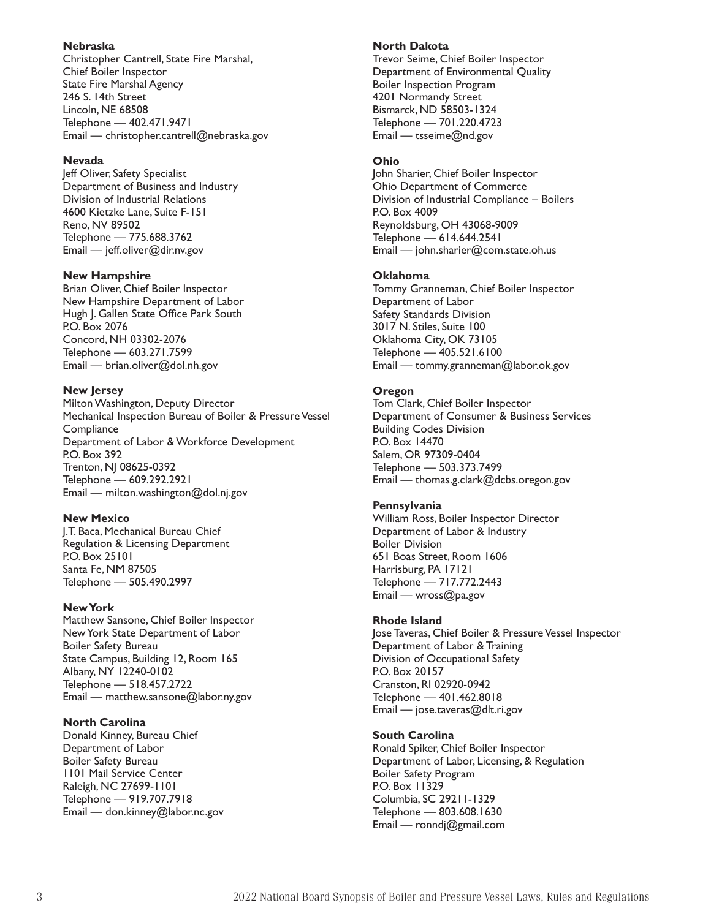**Nebraska**
Christopher Cantrell, State Fire Marshal,
Chief Boiler Inspector
State Fire Marshal Agency
246 S. 14th Street
Lincoln, NE 68508
Telephone — 402.471.9471
Email — christopher.cantrell@nebraska.gov

**Nevada**
Jeff Oliver, Safety Specialist
Department of Business and Industry
Division of Industrial Relations
4600 Kietzke Lane, Suite F-151
Reno, NV 89502
Telephone — 775.688.3762
Email — jeff.oliver@dir.nv.gov

**New Hampshire**
Brian Oliver, Chief Boiler Inspector
New Hampshire Department of Labor
Hugh J. Gallen State Office Park South
P.O. Box 2076
Concord, NH 03302-2076
Telephone — 603.271.7599
Email — brian.oliver@dol.nh.gov

**New Jersey**
Milton Washington, Deputy Director
Mechanical Inspection Bureau of Boiler & Pressure Vessel Compliance
Department of Labor & Workforce Development
P.O. Box 392
Trenton, NJ 08625-0392
Telephone — 609.292.2921
Email — milton.washington@dol.nj.gov

**New Mexico**
J.T. Baca, Mechanical Bureau Chief
Regulation & Licensing Department
P.O. Box 25101
Santa Fe, NM 87505
Telephone — 505.490.2997

**New York**
Matthew Sansone, Chief Boiler Inspector
New York State Department of Labor
Boiler Safety Bureau
State Campus, Building 12, Room 165
Albany, NY 12240-0102
Telephone — 518.457.2722
Email — matthew.sansone@labor.ny.gov

**North Carolina**
Donald Kinney, Bureau Chief
Department of Labor
Boiler Safety Bureau
1101 Mail Service Center
Raleigh, NC 27699-1101
Telephone — 919.707.7918
Email — don.kinney@labor.nc.gov

**North Dakota**
Trevor Seime, Chief Boiler Inspector
Department of Environmental Quality
Boiler Inspection Program
4201 Normandy Street
Bismarck, ND 58503-1324
Telephone — 701.220.4723
Email — tsseime@nd.gov

**Ohio**
John Sharier, Chief Boiler Inspector
Ohio Department of Commerce
Division of Industrial Compliance – Boilers
P.O. Box 4009
Reynoldsburg, OH 43068-9009
Telephone — 614.644.2541
Email — john.sharier@com.state.oh.us

**Oklahoma**
Tommy Granneman, Chief Boiler Inspector
Department of Labor
Safety Standards Division
3017 N. Stiles, Suite 100
Oklahoma City, OK 73105
Telephone — 405.521.6100
Email — tommy.granneman@labor.ok.gov

**Oregon**
Tom Clark, Chief Boiler Inspector
Department of Consumer & Business Services
Building Codes Division
P.O. Box 14470
Salem, OR 97309-0404
Telephone — 503.373.7499
Email — thomas.g.clark@dcbs.oregon.gov

**Pennsylvania**
William Ross, Boiler Inspector Director
Department of Labor & Industry
Boiler Division
651 Boas Street, Room 1606
Harrisburg, PA 17121
Telephone — 717.772.2443
Email — wross@pa.gov

**Rhode Island**
Jose Taveras, Chief Boiler & Pressure Vessel Inspector
Department of Labor & Training
Division of Occupational Safety
P.O. Box 20157
Cranston, RI 02920-0942
Telephone — 401.462.8018
Email — jose.taveras@dlt.ri.gov

**South Carolina**
Ronald Spiker, Chief Boiler Inspector
Department of Labor, Licensing, & Regulation
Boiler Safety Program
P.O. Box 11329
Columbia, SC 29211-1329
Telephone — 803.608.1630
Email — ronndj@gmail.com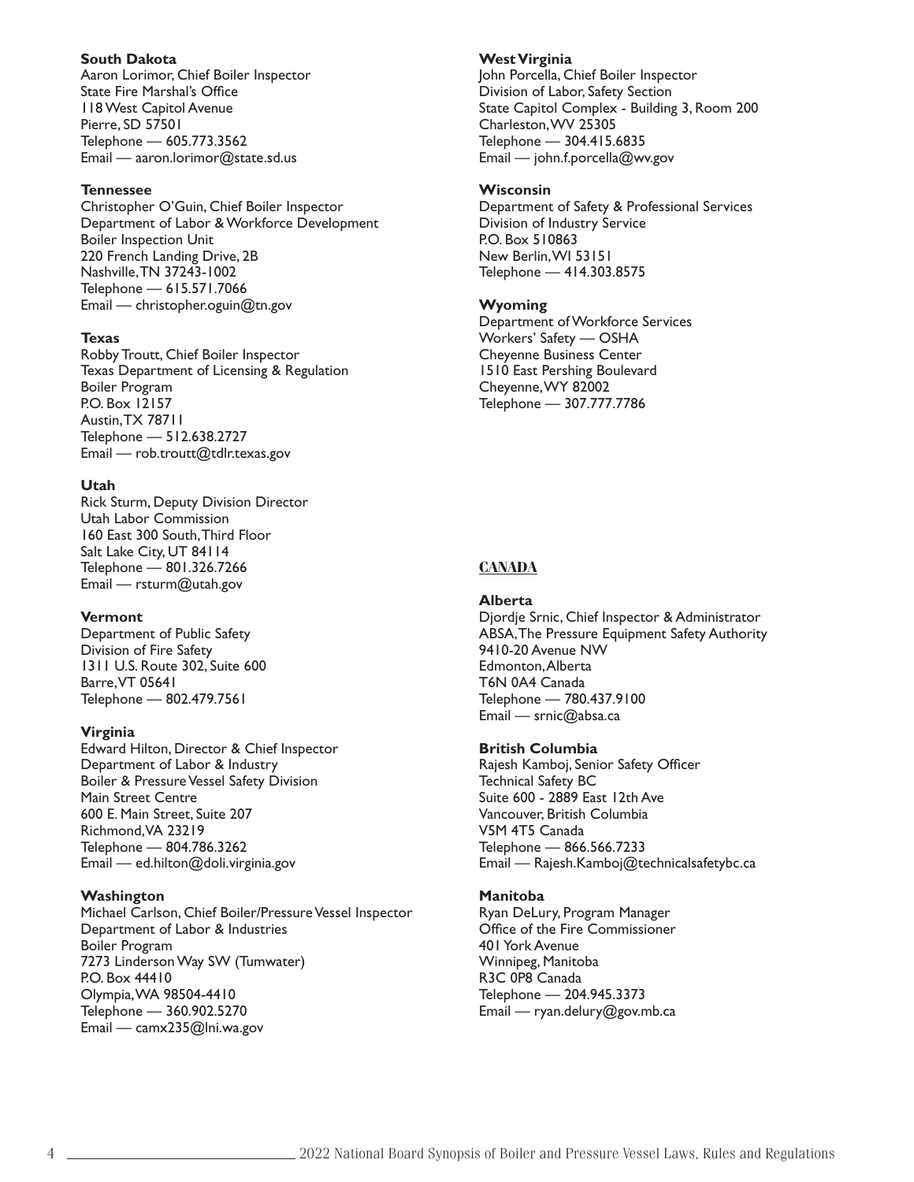**South Dakota**
Aaron Lorimor, Chief Boiler Inspector
State Fire Marshal's Office
118 West Capitol Avenue
Pierre, SD 57501
Telephone — 605.773.3562
Email — aaron.lorimor@state.sd.us

**Tennessee**
Christopher O'Guin, Chief Boiler Inspector
Department of Labor & Workforce Development
Boiler Inspection Unit
220 French Landing Drive, 2B
Nashville, TN 37243-1002
Telephone — 615.571.7066
Email — christopher.oguin@tn.gov

**Texas**
Robby Troutt, Chief Boiler Inspector
Texas Department of Licensing & Regulation
Boiler Program
P.O. Box 12157
Austin, TX 78711
Telephone — 512.638.2727
Email — rob.troutt@tdlr.texas.gov

**Utah**
Rick Sturm, Deputy Division Director
Utah Labor Commission
160 East 300 South, Third Floor
Salt Lake City, UT 84114
Telephone — 801.326.7266
Email — rsturm@utah.gov

**Vermont**
Department of Public Safety
Division of Fire Safety
1311 U.S. Route 302, Suite 600
Barre, VT 05641
Telephone — 802.479.7561

**Virginia**
Edward Hilton, Director & Chief Inspector
Department of Labor & Industry
Boiler & Pressure Vessel Safety Division
Main Street Centre
600 E. Main Street, Suite 207
Richmond, VA 23219
Telephone — 804.786.3262
Email — ed.hilton@doli.virginia.gov

**Washington**
Michael Carlson, Chief Boiler/Pressure Vessel Inspector
Department of Labor & Industries
Boiler Program
7273 Linderson Way SW (Tumwater)
P.O. Box 44410
Olympia, WA 98504-4410
Telephone — 360.902.5270
Email — camx235@lni.wa.gov

**West Virginia**
John Porcella, Chief Boiler Inspector
Division of Labor, Safety Section
State Capitol Complex - Building 3, Room 200
Charleston, WV 25305
Telephone — 304.415.6835
Email — john.f.porcella@wv.gov

**Wisconsin**
Department of Safety & Professional Services
Division of Industry Service
P.O. Box 510863
New Berlin, WI 53151
Telephone — 414.303.8575

**Wyoming**
Department of Workforce Services
Workers' Safety — OSHA
Cheyenne Business Center
1510 East Pershing Boulevard
Cheyenne, WY 82002
Telephone — 307.777.7786

## CANADA

**Alberta**
Djordje Srnic, Chief Inspector & Administrator
ABSA, The Pressure Equipment Safety Authority
9410-20 Avenue NW
Edmonton, Alberta
T6N 0A4 Canada
Telephone — 780.437.9100
Email — srnic@absa.ca

**British Columbia**
Rajesh Kamboj, Senior Safety Officer
Technical Safety BC
Suite 600 - 2889 East 12th Ave
Vancouver, British Columbia
V5M 4T5 Canada
Telephone — 866.566.7233
Email — Rajesh.Kamboj@technicalsafetybc.ca

**Manitoba**
Ryan DeLury, Program Manager
Office of the Fire Commissioner
401 York Avenue
Winnipeg, Manitoba
R3C 0P8 Canada
Telephone — 204.945.3373
Email — ryan.delury@gov.mb.ca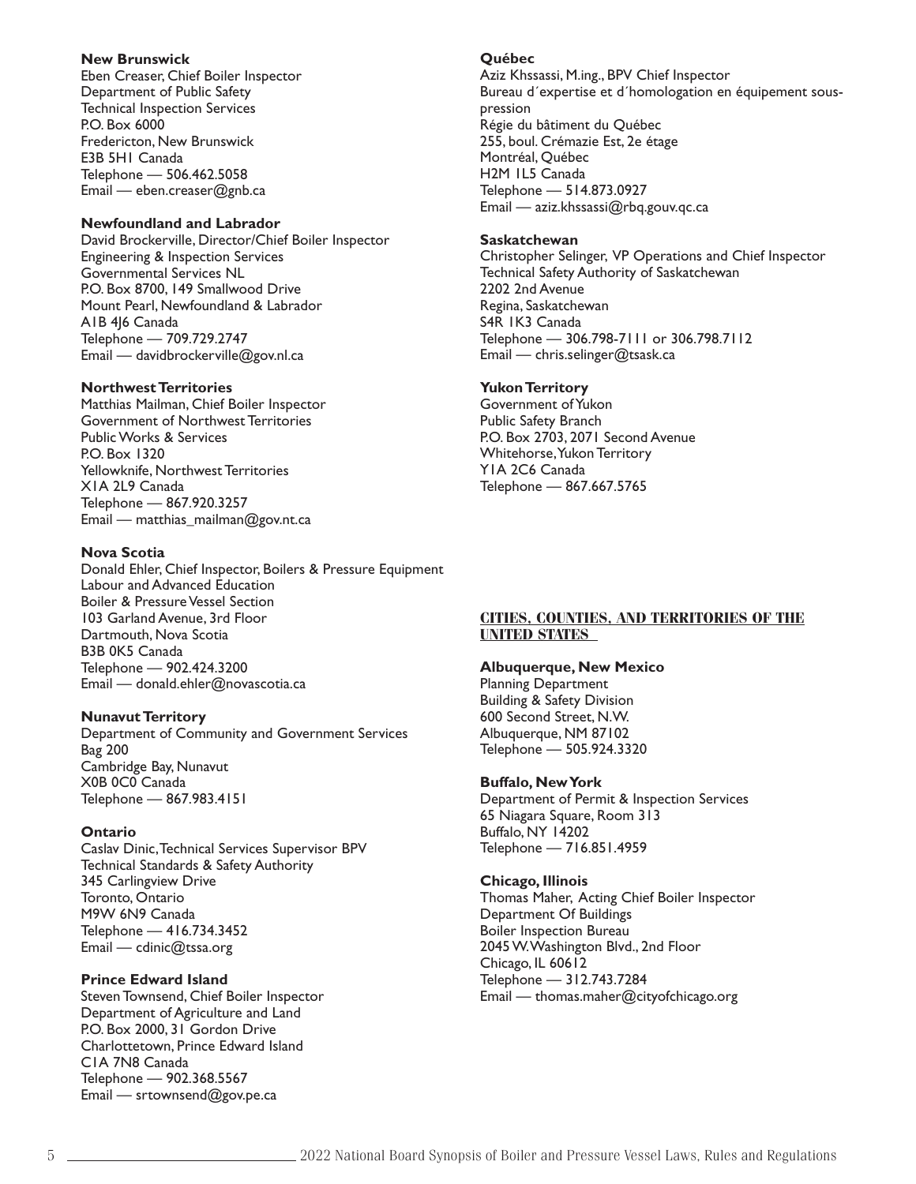**New Brunswick**
Eben Creaser, Chief Boiler Inspector
Department of Public Safety
Technical Inspection Services
P.O. Box 6000
Fredericton, New Brunswick
E3B 5H1 Canada
Telephone — 506.462.5058
Email — eben.creaser@gnb.ca

**Newfoundland and Labrador**
David Brockerville, Director/Chief Boiler Inspector
Engineering & Inspection Services
Governmental Services NL
P.O. Box 8700, 149 Smallwood Drive
Mount Pearl, Newfoundland & Labrador
A1B 4J6 Canada
Telephone — 709.729.2747
Email — davidbrockerville@gov.nl.ca

**Northwest Territories**
Matthias Mailman, Chief Boiler Inspector
Government of Northwest Territories
Public Works & Services
P.O. Box 1320
Yellowknife, Northwest Territories
X1A 2L9 Canada
Telephone — 867.920.3257
Email — matthias_mailman@gov.nt.ca

**Nova Scotia**
Donald Ehler, Chief Inspector, Boilers & Pressure Equipment
Labour and Advanced Education
Boiler & Pressure Vessel Section
103 Garland Avenue, 3rd Floor
Dartmouth, Nova Scotia
B3B 0K5 Canada
Telephone — 902.424.3200
Email — donald.ehler@novascotia.ca

**Nunavut Territory**
Department of Community and Government Services
Bag 200
Cambridge Bay, Nunavut
X0B 0C0 Canada
Telephone — 867.983.4151

**Ontario**
Caslav Dinic, Technical Services Supervisor BPV
Technical Standards & Safety Authority
345 Carlingview Drive
Toronto, Ontario
M9W 6N9 Canada
Telephone — 416.734.3452
Email — cdinic@tssa.org

**Prince Edward Island**
Steven Townsend, Chief Boiler Inspector
Department of Agriculture and Land
P.O. Box 2000, 31 Gordon Drive
Charlottetown, Prince Edward Island
C1A 7N8 Canada
Telephone — 902.368.5567
Email — srtownsend@gov.pe.ca

**Québec**
Aziz Khssassi, M.ing., BPV Chief Inspector
Bureau d´expertise et d´homologation en équipement sous-pression
Régie du bâtiment du Québec
255, boul. Crémazie Est, 2e étage
Montréal, Québec
H2M 1L5 Canada
Telephone — 514.873.0927
Email — aziz.khssassi@rbq.gouv.qc.ca

**Saskatchewan**
Christopher Selinger, VP Operations and Chief Inspector
Technical Safety Authority of Saskatchewan
2202 2nd Avenue
Regina, Saskatchewan
S4R 1K3 Canada
Telephone — 306.798-7111 or 306.798.7112
Email — chris.selinger@tsask.ca

**Yukon Territory**
Government of Yukon
Public Safety Branch
P.O. Box 2703, 2071 Second Avenue
Whitehorse, Yukon Territory
Y1A 2C6 Canada
Telephone — 867.667.5765

## CITIES, COUNTIES, AND TERRITORIES OF THE UNITED STATES

**Albuquerque, New Mexico**
Planning Department
Building & Safety Division
600 Second Street, N.W.
Albuquerque, NM 87102
Telephone — 505.924.3320

**Buffalo, New York**
Department of Permit & Inspection Services
65 Niagara Square, Room 313
Buffalo, NY 14202
Telephone — 716.851.4959

**Chicago, Illinois**
Thomas Maher, Acting Chief Boiler Inspector
Department Of Buildings
Boiler Inspection Bureau
2045 W. Washington Blvd., 2nd Floor
Chicago, IL 60612
Telephone — 312.743.7284
Email — thomas.maher@cityofchicago.org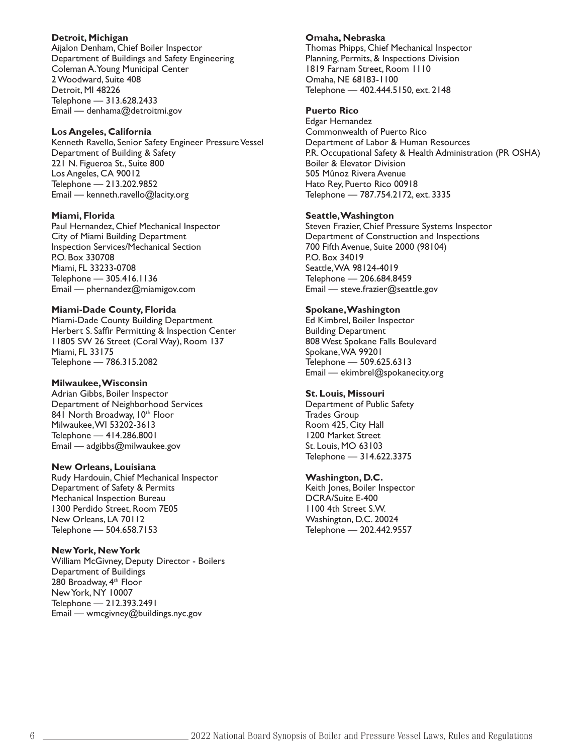**Detroit, Michigan**
Aijalon Denham, Chief Boiler Inspector
Department of Buildings and Safety Engineering
Coleman A. Young Municipal Center
2 Woodward, Suite 408
Detroit, MI 48226
Telephone — 313.628.2433
Email — denhama@detroitmi.gov

**Los Angeles, California**
Kenneth Ravello, Senior Safety Engineer Pressure Vessel
Department of Building & Safety
221 N. Figueroa St., Suite 800
Los Angeles, CA 90012
Telephone — 213.202.9852
Email — kenneth.ravello@lacity.org

**Miami, Florida**
Paul Hernandez, Chief Mechanical Inspector
City of Miami Building Department
Inspection Services/Mechanical Section
P.O. Box 330708
Miami, FL 33233-0708
Telephone — 305.416.1136
Email — phernandez@miamigov.com

**Miami-Dade County, Florida**
Miami-Dade County Building Department
Herbert S. Saffir Permitting & Inspection Center
11805 SW 26 Street (Coral Way), Room 137
Miami, FL 33175
Telephone — 786.315.2082

**Milwaukee, Wisconsin**
Adrian Gibbs, Boiler Inspector
Department of Neighborhood Services
841 North Broadway, 10th Floor
Milwaukee, WI 53202-3613
Telephone — 414.286.8001
Email — adgibbs@milwaukee.gov

**New Orleans, Louisiana**
Rudy Hardouin, Chief Mechanical Inspector
Department of Safety & Permits
Mechanical Inspection Bureau
1300 Perdido Street, Room 7E05
New Orleans, LA 70112
Telephone — 504.658.7153

**New York, New York**
William McGivney, Deputy Director - Boilers
Department of Buildings
280 Broadway, 4th Floor
New York, NY 10007
Telephone — 212.393.2491
Email — wmcgivney@buildings.nyc.gov

**Omaha, Nebraska**
Thomas Phipps, Chief Mechanical Inspector
Planning, Permits, & Inspections Division
1819 Farnam Street, Room 1110
Omaha, NE 68183-1100
Telephone — 402.444.5150, ext. 2148

**Puerto Rico**
Edgar Hernandez
Commonwealth of Puerto Rico
Department of Labor & Human Resources
P.R. Occupational Safety & Health Administration (PR OSHA)
Boiler & Elevator Division
505 Mûnoz Rivera Avenue
Hato Rey, Puerto Rico 00918
Telephone — 787.754.2172, ext. 3335

**Seattle, Washington**
Steven Frazier, Chief Pressure Systems Inspector
Department of Construction and Inspections
700 Fifth Avenue, Suite 2000 (98104)
P.O. Box 34019
Seattle, WA 98124-4019
Telephone — 206.684.8459
Email — steve.frazier@seattle.gov

**Spokane, Washington**
Ed Kimbrel, Boiler Inspector
Building Department
808 West Spokane Falls Boulevard
Spokane, WA 99201
Telephone — 509.625.6313
Email — ekimbrel@spokanecity.org

**St. Louis, Missouri**
Department of Public Safety
Trades Group
Room 425, City Hall
1200 Market Street
St. Louis, MO 63103
Telephone — 314.622.3375

**Washington, D.C.**
Keith Jones, Boiler Inspector
DCRA/Suite E-400
1100 4th Street S.W.
Washington, D.C. 20024
Telephone — 202.442.9557